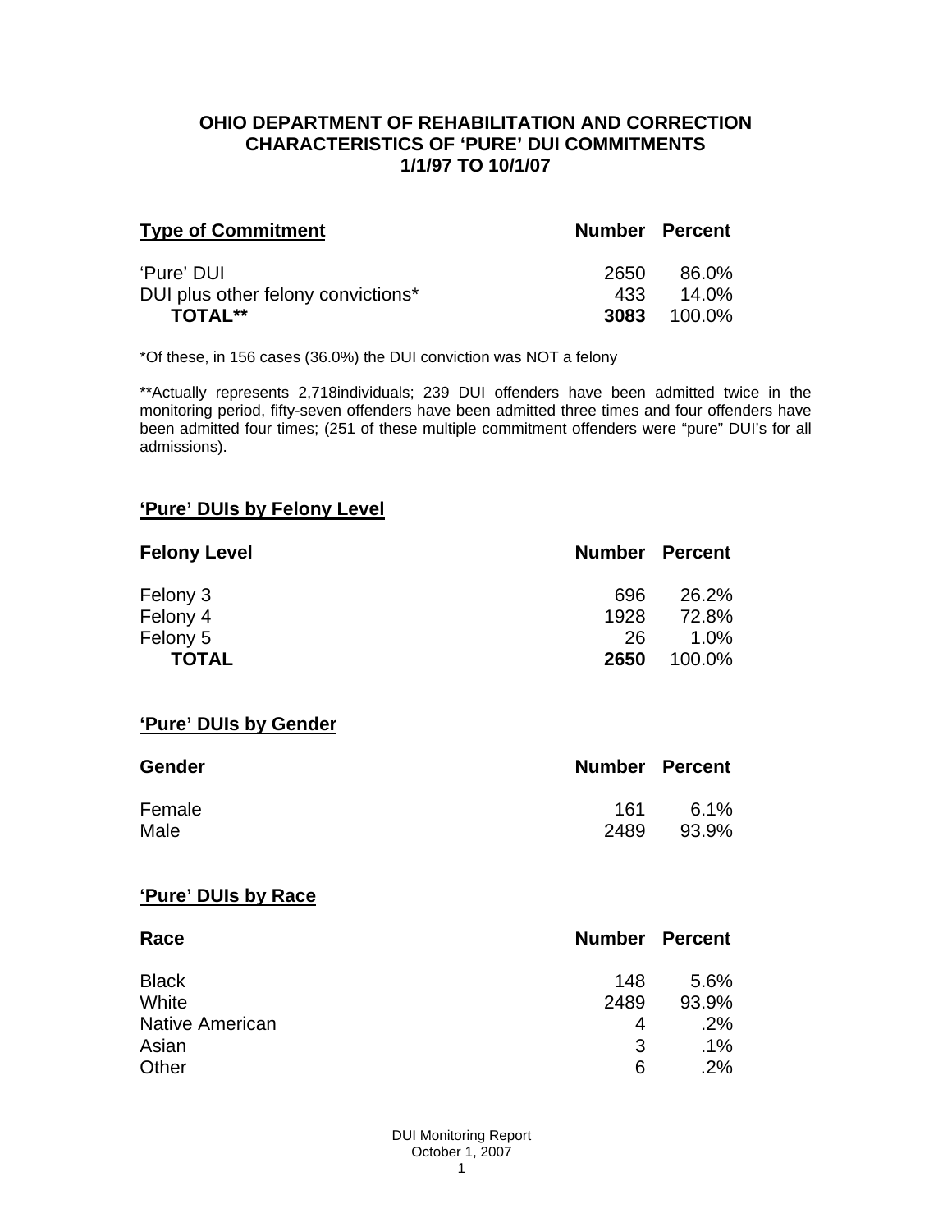# OHIO DEPARTMENT OF REHABILITATION AND CORRECTION
## CHARACTERISTICS OF 'PURE' DUI COMMITMENTS
### 1/1/97 TO 10/1/07

| **Type of Commitment** | **Number** | **Percent** |
|---|---|---|
| 'Pure' DUI | 2650 | 86.0% |
| DUI plus other felony convictions* | 433 | 14.0% |
| **TOTAL**** | **3083** | 100.0% |

*Of these, in 156 cases (36.0%) the DUI conviction was NOT a felony

**Actually represents 2,718individuals; 239 DUI offenders have been admitted twice in the monitoring period, fifty-seven offenders have been admitted three times and four offenders have been admitted four times; (251 of these multiple commitment offenders were "pure" DUI's for all admissions).

## 'Pure' DUIs by Felony Level

| **Felony Level** | **Number** | **Percent** |
|---|---|---|
| Felony 3 | 696 | 26.2% |
| Felony 4 | 1928 | 72.8% |
| Felony 5 | 26 | 1.0% |
| **TOTAL** | **2650** | 100.0% |

## 'Pure' DUIs by Gender

| **Gender** | **Number** | **Percent** |
|---|---|---|
| Female | 161 | 6.1% |
| Male | 2489 | 93.9% |

## 'Pure' DUIs by Race

| **Race** | **Number** | **Percent** |
|---|---|---|
| Black | 148 | 5.6% |
| White | 2489 | 93.9% |
| Native American | 4 | .2% |
| Asian | 3 | .1% |
| Other | 6 | .2% |

DUI Monitoring Report
October 1, 2007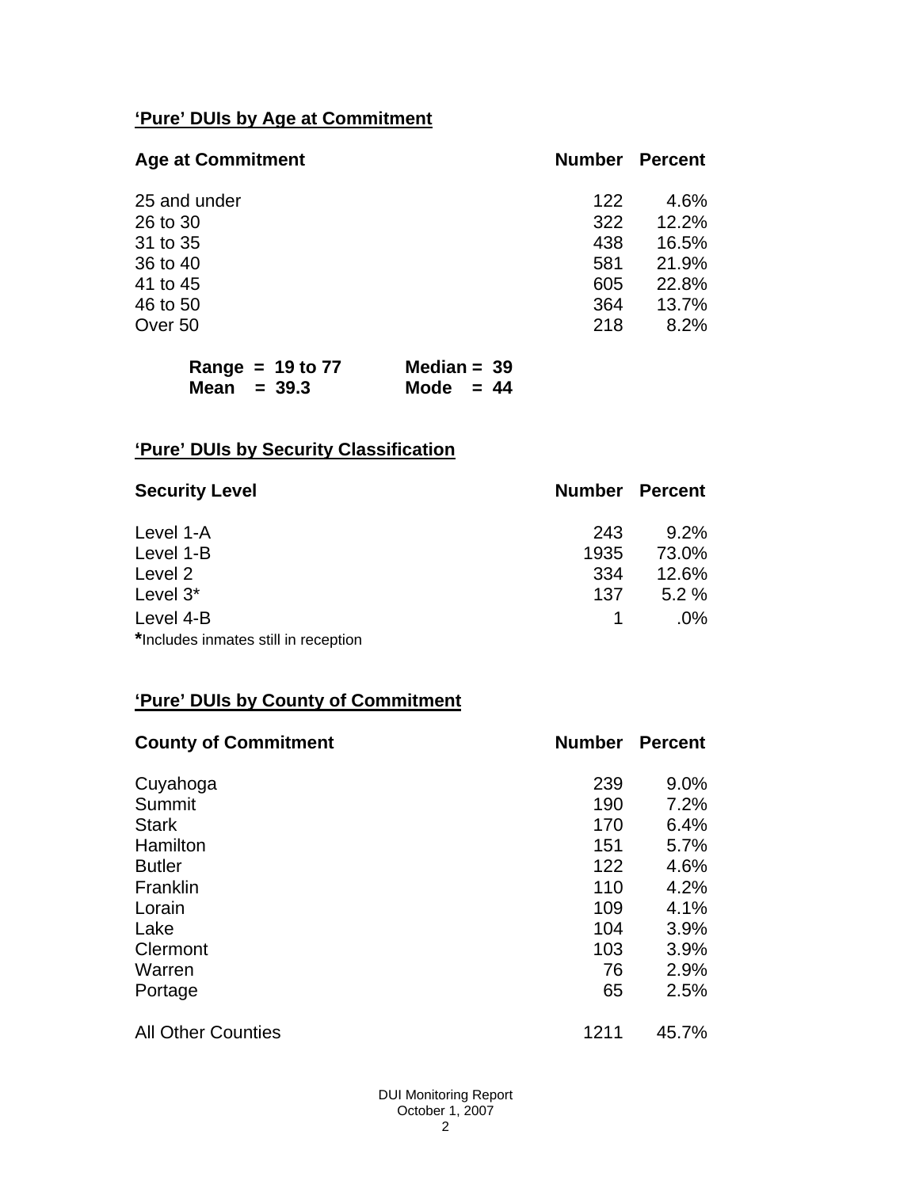## 'Pure' DUIs by Age at Commitment

| Age at Commitment | Number | Percent |
|---|---|---|
| 25 and under | 122 | 4.6% |
| 26 to 30 | 322 | 12.2% |
| 31 to 35 | 438 | 16.5% |
| 36 to 40 | 581 | 21.9% |
| 41 to 45 | 605 | 22.8% |
| 46 to 50 | 364 | 13.7% |
| Over 50 | 218 | 8.2% |

**Range = 19 to 77** **Median = 39**
**Mean = 39.3** **Mode = 44**

## 'Pure' DUIs by Security Classification

| Security Level | Number | Percent |
|---|---|---|
| Level 1-A | 243 | 9.2% |
| Level 1-B | 1935 | 73.0% |
| Level 2 | 334 | 12.6% |
| Level 3* | 137 | 5.2 % |
| Level 4-B | 1 | .0% |

*Includes inmates still in reception

## 'Pure' DUIs by County of Commitment

| County of Commitment | Number | Percent |
|---|---|---|
| Cuyahoga | 239 | 9.0% |
| Summit | 190 | 7.2% |
| Stark | 170 | 6.4% |
| Hamilton | 151 | 5.7% |
| Butler | 122 | 4.6% |
| Franklin | 110 | 4.2% |
| Lorain | 109 | 4.1% |
| Lake | 104 | 3.9% |
| Clermont | 103 | 3.9% |
| Warren | 76 | 2.9% |
| Portage | 65 | 2.5% |
| All Other Counties | 1211 | 45.7% |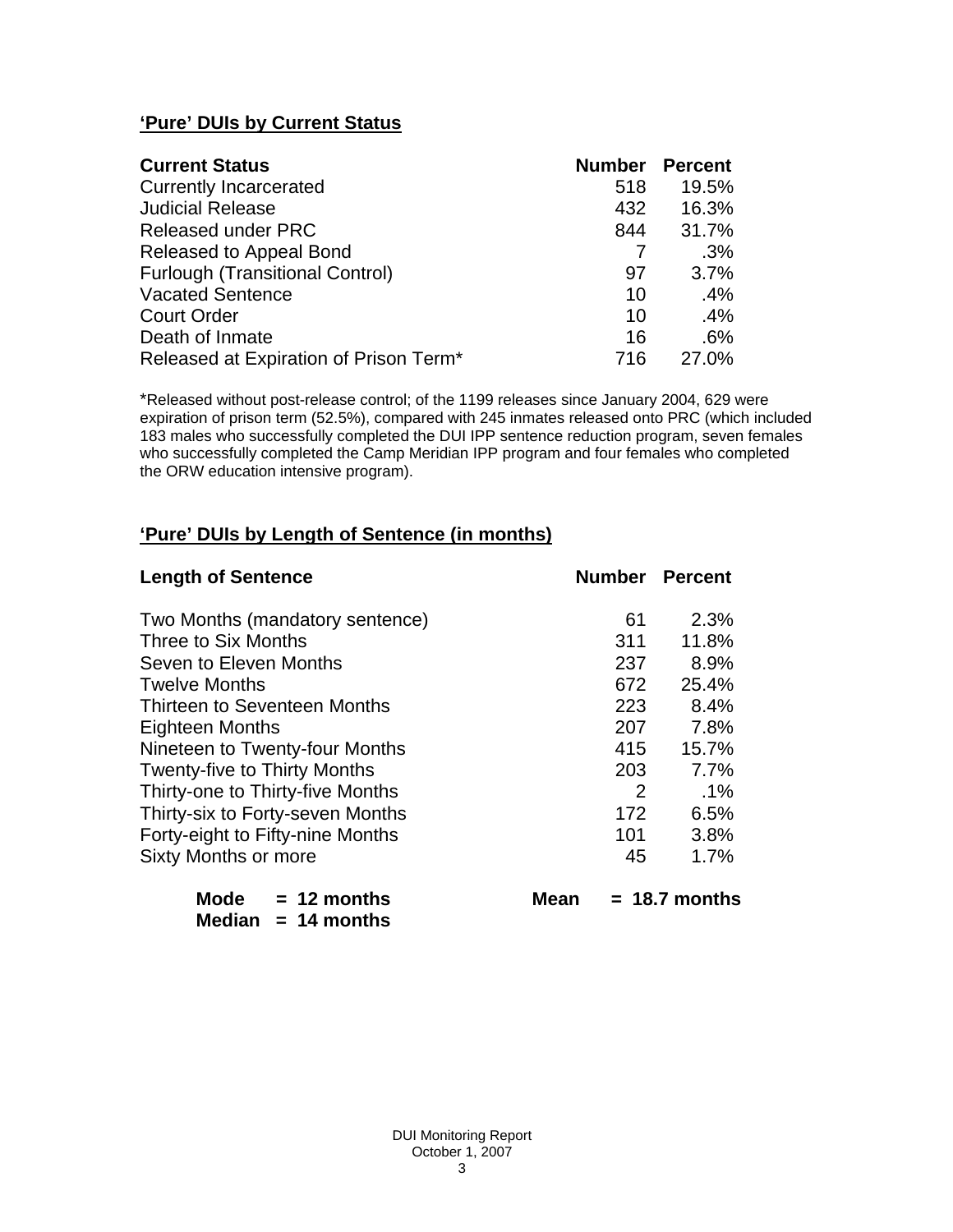## **'Pure' DUIs by Current Status**

| **Current Status** | **Number** | **Percent** |
|---|---|---|
| Currently Incarcerated | 518 | 19.5% |
| Judicial Release | 432 | 16.3% |
| Released under PRC | 844 | 31.7% |
| Released to Appeal Bond | 7 | .3% |
| Furlough (Transitional Control) | 97 | 3.7% |
| Vacated Sentence | 10 | .4% |
| Court Order | 10 | .4% |
| Death of Inmate | 16 | .6% |
| Released at Expiration of Prison Term* | 716 | 27.0% |

*Released without post-release control; of the 1199 releases since January 2004, 629 were expiration of prison term (52.5%), compared with 245 inmates released onto PRC (which included 183 males who successfully completed the DUI IPP sentence reduction program, seven females who successfully completed the Camp Meridian IPP program and four females who completed the ORW education intensive program).

## **'Pure' DUIs by Length of Sentence (in months)**

| **Length of Sentence** | **Number** | **Percent** |
|---|---|---|
| Two Months (mandatory sentence) | 61 | 2.3% |
| Three to Six Months | 311 | 11.8% |
| Seven to Eleven Months | 237 | 8.9% |
| Twelve Months | 672 | 25.4% |
| Thirteen to Seventeen Months | 223 | 8.4% |
| Eighteen Months | 207 | 7.8% |
| Nineteen to Twenty-four Months | 415 | 15.7% |
| Twenty-five to Thirty Months | 203 | 7.7% |
| Thirty-one to Thirty-five Months | 2 | .1% |
| Thirty-six to Forty-seven Months | 172 | 6.5% |
| Forty-eight to Fifty-nine Months | 101 | 3.8% |
| Sixty Months or more | 45 | 1.7% |

**Mode = 12 months** **Mean = 18.7 months**
**Median = 14 months**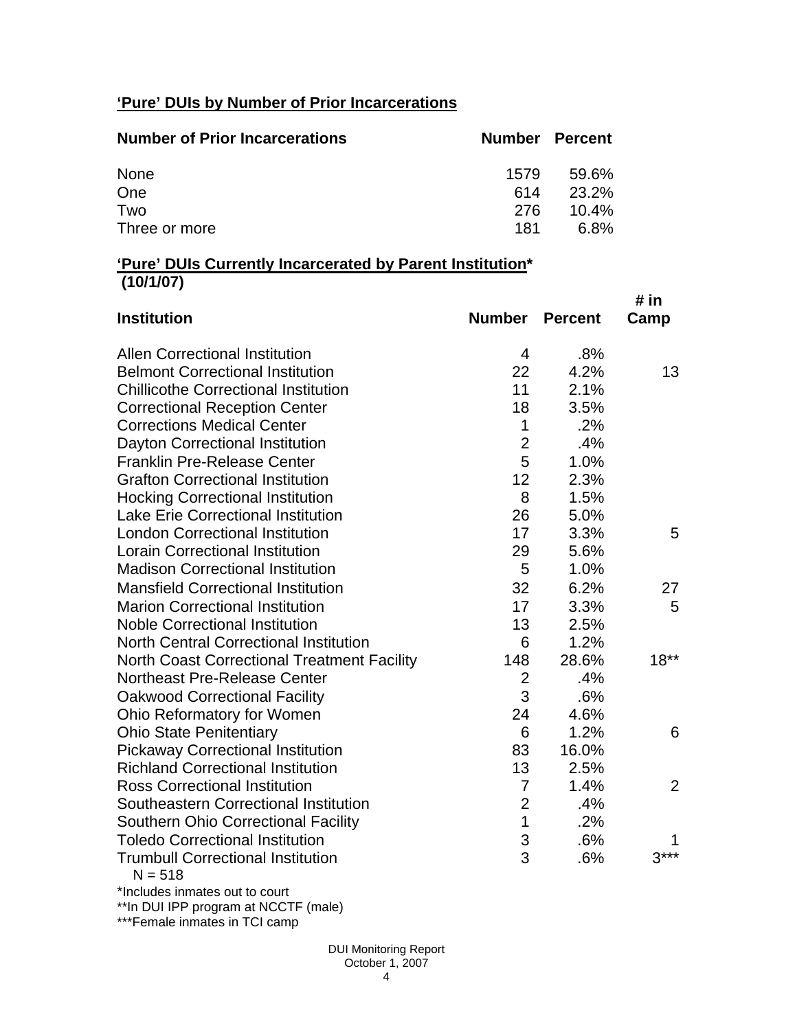**'Pure' DUIs by Number of Prior Incarcerations**

| Number of Prior Incarcerations | Number | Percent |
|---|---|---|
| None | 1579 | 59.6% |
| One | 614 | 23.2% |
| Two | 276 | 10.4% |
| Three or more | 181 | 6.8% |

**'Pure' DUIs Currently Incarcerated by Parent Institution*** **(10/1/07)**

| Institution | Number | Percent | # in Camp |
|---|---|---|---|
| Allen Correctional Institution | 4 | .8% | |
| Belmont Correctional Institution | 22 | 4.2% | 13 |
| Chillicothe Correctional Institution | 11 | 2.1% | |
| Correctional Reception Center | 18 | 3.5% | |
| Corrections Medical Center | 1 | .2% | |
| Dayton Correctional Institution | 2 | .4% | |
| Franklin Pre-Release Center | 5 | 1.0% | |
| Grafton Correctional Institution | 12 | 2.3% | |
| Hocking Correctional Institution | 8 | 1.5% | |
| Lake Erie Correctional Institution | 26 | 5.0% | |
| London Correctional Institution | 17 | 3.3% | 5 |
| Lorain Correctional Institution | 29 | 5.6% | |
| Madison Correctional Institution | 5 | 1.0% | |
| Mansfield Correctional Institution | 32 | 6.2% | 27 |
| Marion Correctional Institution | 17 | 3.3% | 5 |
| Noble Correctional Institution | 13 | 2.5% | |
| North Central Correctional Institution | 6 | 1.2% | |
| North Coast Correctional Treatment Facility | 148 | 28.6% | 18** |
| Northeast Pre-Release Center | 2 | .4% | |
| Oakwood Correctional Facility | 3 | .6% | |
| Ohio Reformatory for Women | 24 | 4.6% | |
| Ohio State Penitentiary | 6 | 1.2% | 6 |
| Pickaway Correctional Institution | 83 | 16.0% | |
| Richland Correctional Institution | 13 | 2.5% | |
| Ross Correctional Institution | 7 | 1.4% | 2 |
| Southeastern Correctional Institution | 2 | .4% | |
| Southern Ohio Correctional Facility | 1 | .2% | |
| Toledo Correctional Institution | 3 | .6% | 1 |
| Trumbull Correctional Institution | 3 | .6% | 3*** |

N = 518

*Includes inmates out to court

**In DUI IPP program at NCCTF (male)

***Female inmates in TCI camp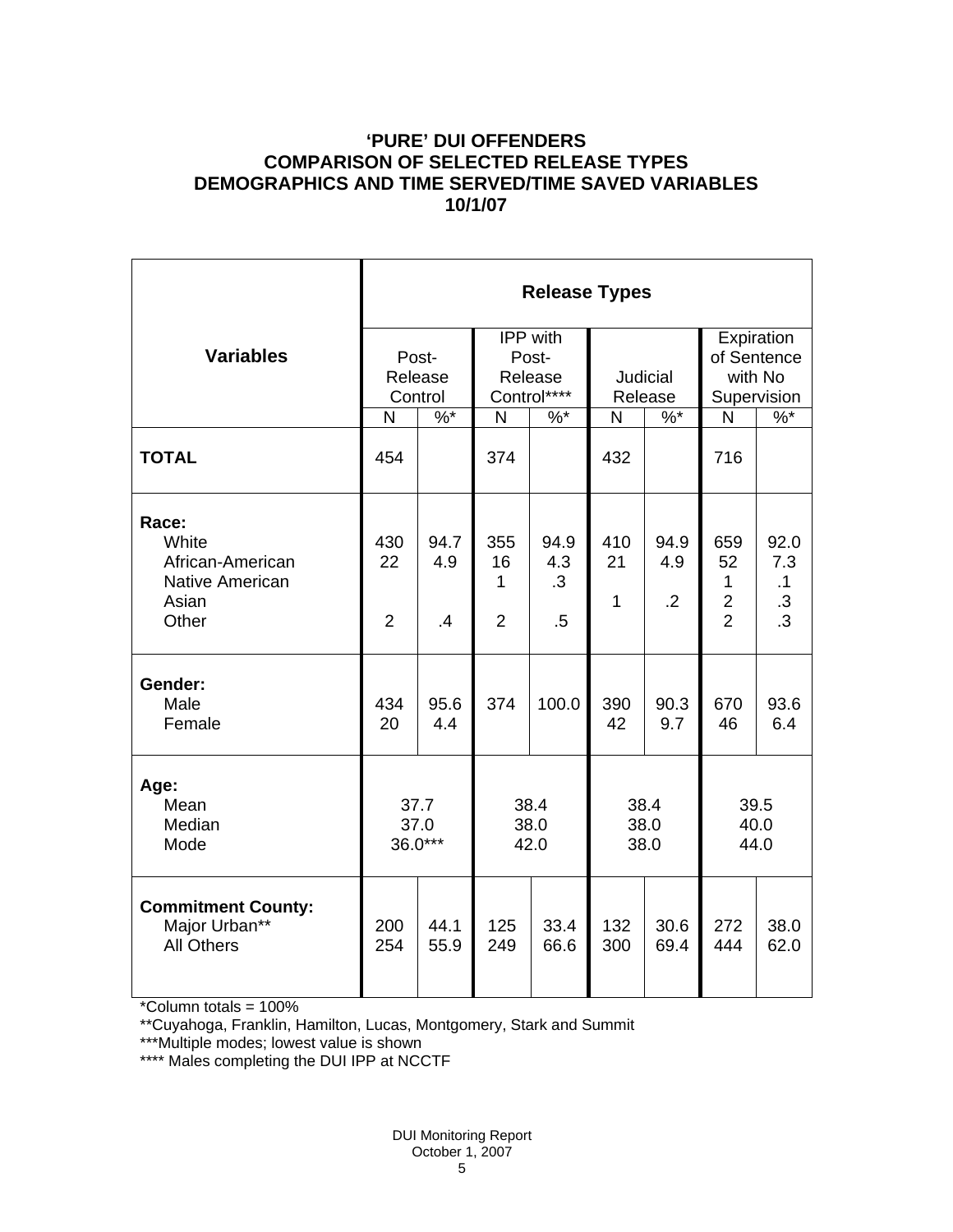## 'PURE' DUI OFFENDERS
## COMPARISON OF SELECTED RELEASE TYPES
## DEMOGRAPHICS AND TIME SERVED/TIME SAVED VARIABLES
## 10/1/07

| Variables | Release Types | | | | | | | |
|---|---|---|---|---|---|---|---|---|
| | Post-Release Control | | IPP with Post-Release Control**** | | Judicial Release | | Expiration of Sentence with No Supervision | |
| | N | %* | N | %* | N | %* | N | %* |
| **TOTAL** | 454 | | 374 | | 432 | | 716 | |
| **Race:** | | | | | | | | |
| White | 430 | 94.7 | 355 | 94.9 | 410 | 94.9 | 659 | 92.0 |
| African-American | 22 | 4.9 | 16 | 4.3 | 21 | 4.9 | 52 | 7.3 |
| Native American | | | 1 | .3 | | | 1 | .1 |
| Asian | | | | | 1 | .2 | 2 | .3 |
| Other | 2 | .4 | 2 | .5 | | | 2 | .3 |
| **Gender:** | | | | | | | | |
| Male | 434 | 95.6 | 374 | 100.0 | 390 | 90.3 | 670 | 93.6 |
| Female | 20 | 4.4 | | | 42 | 9.7 | 46 | 6.4 |
| **Age:** | | | | | | | | |
| Mean | 37.7 | | 38.4 | | 38.4 | | 39.5 | |
| Median | 37.0 | | 38.0 | | 38.0 | | 40.0 | |
| Mode | 36.0*** | | 42.0 | | 38.0 | | 44.0 | |
| **Commitment County:** | | | | | | | | |
| Major Urban** | 200 | 44.1 | 125 | 33.4 | 132 | 30.6 | 272 | 38.0 |
| All Others | 254 | 55.9 | 249 | 66.6 | 300 | 69.4 | 444 | 62.0 |

*Column totals = 100%

**Cuyahoga, Franklin, Hamilton, Lucas, Montgomery, Stark and Summit

***Multiple modes; lowest value is shown

**** Males completing the DUI IPP at NCCTF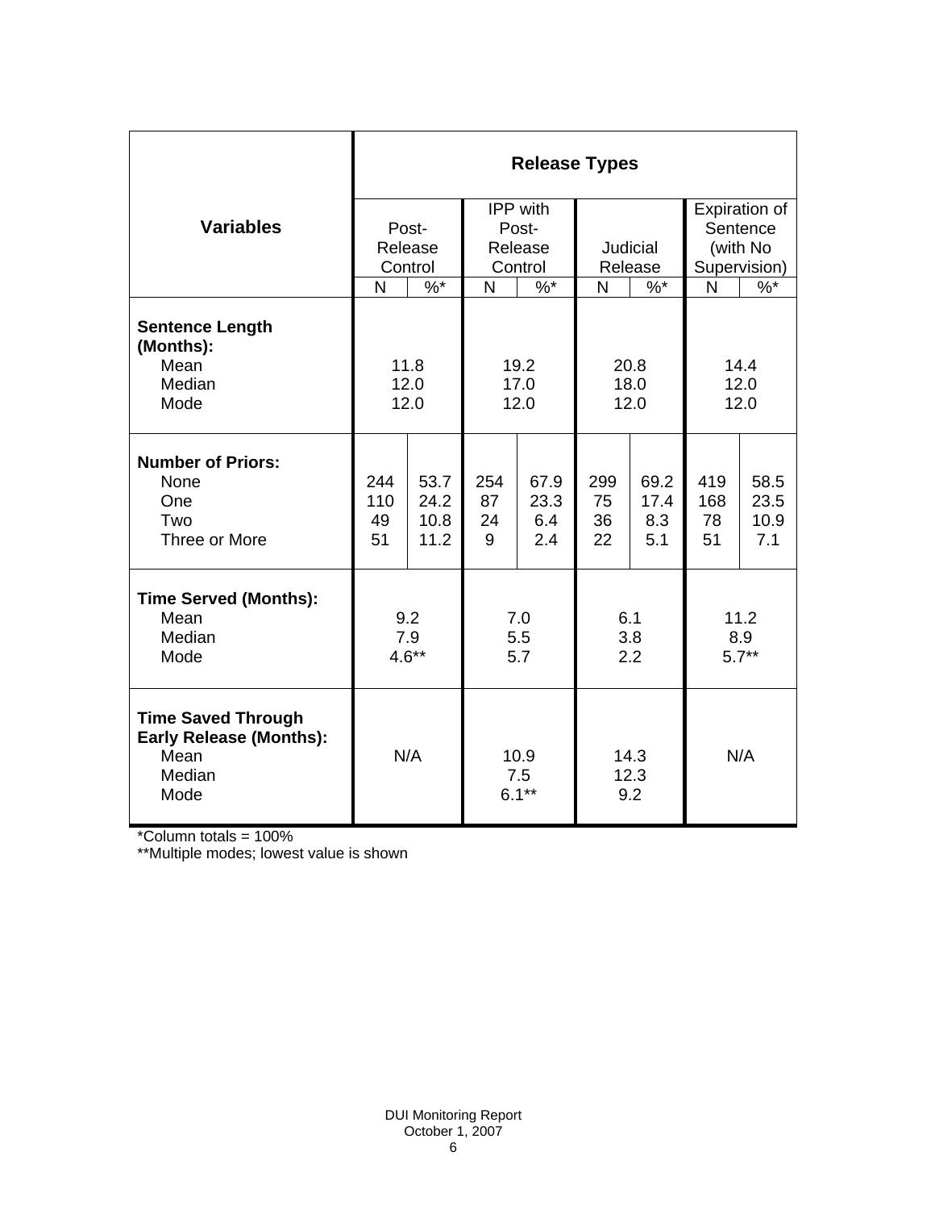| Variables | Release Types | | | | | | | |
|---|---|---|---|---|---|---|---|---|
| | Post-Release Control | | IPP with Post-Release Control | | Judicial Release | | Expiration of Sentence (with No Supervision) | |
| | N | %* | N | %* | N | %* | N | %* |
| **Sentence Length (Months):** | | | | | | | | |
| Mean | 11.8 | | 19.2 | | 20.8 | | 14.4 | |
| Median | 12.0 | | 17.0 | | 18.0 | | 12.0 | |
| Mode | 12.0 | | 12.0 | | 12.0 | | 12.0 | |
| **Number of Priors:** | | | | | | | | |
| None | 244 | 53.7 | 254 | 67.9 | 299 | 69.2 | 419 | 58.5 |
| One | 110 | 24.2 | 87 | 23.3 | 75 | 17.4 | 168 | 23.5 |
| Two | 49 | 10.8 | 24 | 6.4 | 36 | 8.3 | 78 | 10.9 |
| Three or More | 51 | 11.2 | 9 | 2.4 | 22 | 5.1 | 51 | 7.1 |
| **Time Served (Months):** | | | | | | | | |
| Mean | 9.2 | | 7.0 | | 6.1 | | 11.2 | |
| Median | 7.9 | | 5.5 | | 3.8 | | 8.9 | |
| Mode | 4.6** | | 5.7 | | 2.2 | | 5.7** | |
| **Time Saved Through Early Release (Months):** | | | | | | | | |
| Mean | N/A | | 10.9 | | 14.3 | | N/A | |
| Median | | | 7.5 | | 12.3 | | | |
| Mode | | | 6.1** | | 9.2 | | | |

*Column totals = 100%

**Multiple modes; lowest value is shown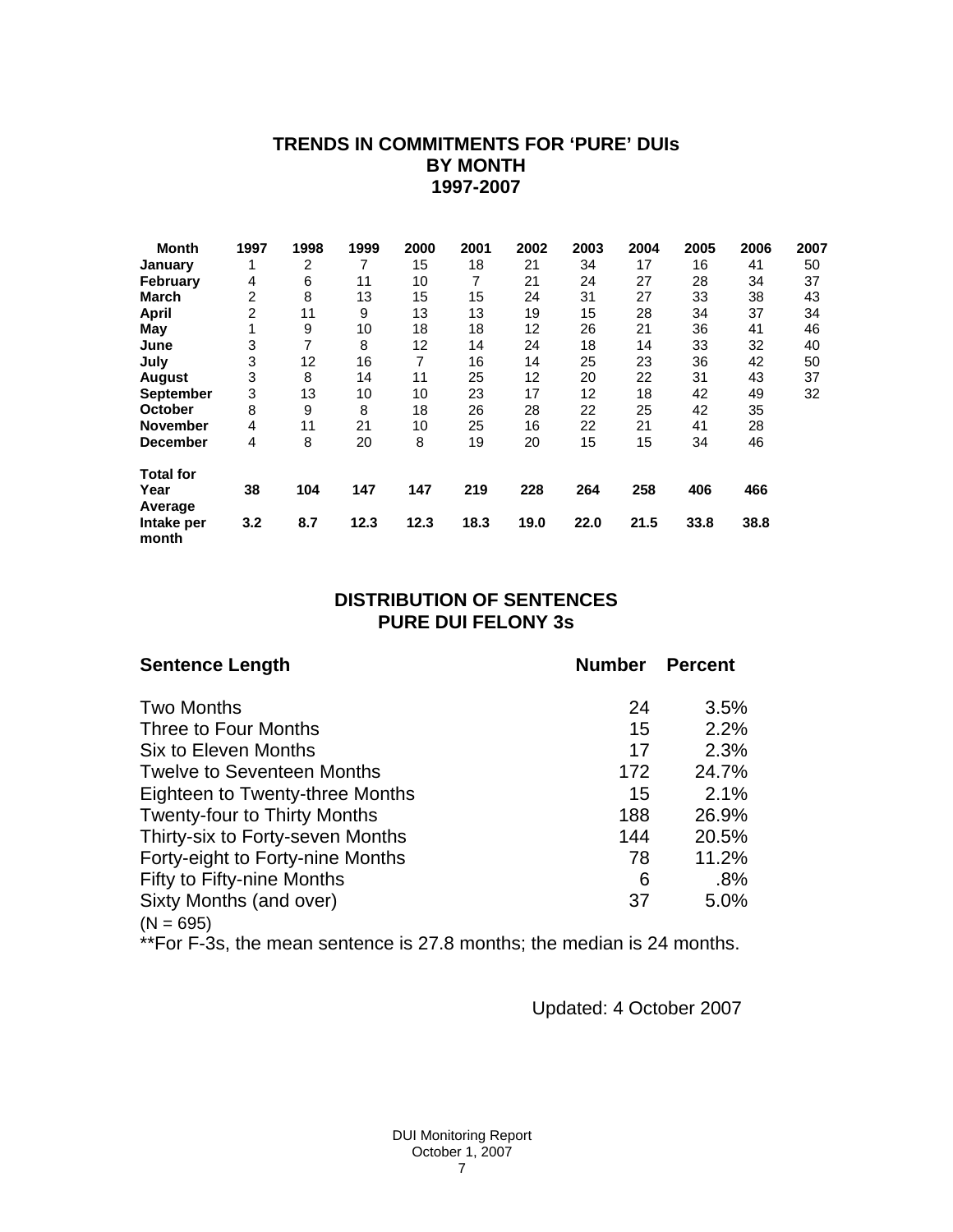## TRENDS IN COMMITMENTS FOR 'PURE' DUIs
## BY MONTH
## 1997-2007

| Month | 1997 | 1998 | 1999 | 2000 | 2001 | 2002 | 2003 | 2004 | 2005 | 2006 | 2007 |
|---|---|---|---|---|---|---|---|---|---|---|---|
| **January** | 1 | 2 | 7 | 15 | 18 | 21 | 34 | 17 | 16 | 41 | 50 |
| **February** | 4 | 6 | 11 | 10 | 7 | 21 | 24 | 27 | 28 | 34 | 37 |
| **March** | 2 | 8 | 13 | 15 | 15 | 24 | 31 | 27 | 33 | 38 | 43 |
| **April** | 2 | 11 | 9 | 13 | 13 | 19 | 15 | 28 | 34 | 37 | 34 |
| **May** | 1 | 9 | 10 | 18 | 18 | 12 | 26 | 21 | 36 | 41 | 46 |
| **June** | 3 | 7 | 8 | 12 | 14 | 24 | 18 | 14 | 33 | 32 | 40 |
| **July** | 3 | 12 | 16 | 7 | 16 | 14 | 25 | 23 | 36 | 42 | 50 |
| **August** | 3 | 8 | 14 | 11 | 25 | 12 | 20 | 22 | 31 | 43 | 37 |
| **September** | 3 | 13 | 10 | 10 | 23 | 17 | 12 | 18 | 42 | 49 | 32 |
| **October** | 8 | 9 | 8 | 18 | 26 | 28 | 22 | 25 | 42 | 35 | |
| **November** | 4 | 11 | 21 | 10 | 25 | 16 | 22 | 21 | 41 | 28 | |
| **December** | 4 | 8 | 20 | 8 | 19 | 20 | 15 | 15 | 34 | 46 | |
| **Total for Year** | **38** | **104** | **147** | **147** | **219** | **228** | **264** | **258** | **406** | **466** | |
| **Average Intake per month** | **3.2** | **8.7** | **12.3** | **12.3** | **18.3** | **19.0** | **22.0** | **21.5** | **33.8** | **38.8** | |

## DISTRIBUTION OF SENTENCES
## PURE DUI FELONY 3s

| Sentence Length | Number | Percent |
|---|---|---|
| Two Months | 24 | 3.5% |
| Three to Four Months | 15 | 2.2% |
| Six to Eleven Months | 17 | 2.3% |
| Twelve to Seventeen Months | 172 | 24.7% |
| Eighteen to Twenty-three Months | 15 | 2.1% |
| Twenty-four to Thirty Months | 188 | 26.9% |
| Thirty-six to Forty-seven Months | 144 | 20.5% |
| Forty-eight to Forty-nine Months | 78 | 11.2% |
| Fifty to Fifty-nine Months | 6 | .8% |
| Sixty Months (and over) | 37 | 5.0% |

(N = 695)

**For F-3s, the mean sentence is 27.8 months; the median is 24 months.

Updated: 4 October 2007